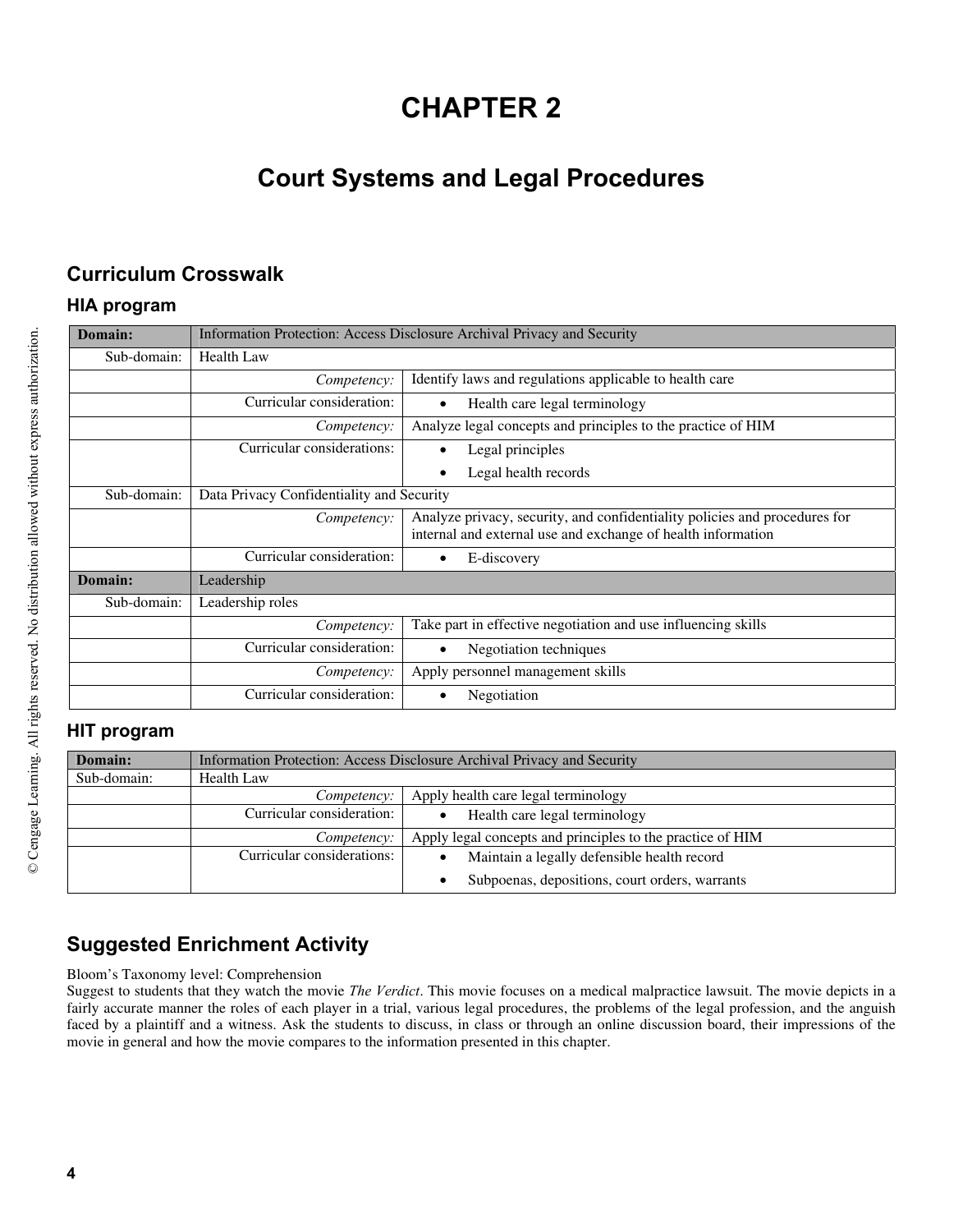# CHAPTER 2

## Court Systems and Legal Procedures

### Curriculum Crosswalk

#### HIA program

| Domain: | Information Protection: Access Disclosure Archival Privacy and Security | |
|---|---|---|
| Sub-domain: | Health Law | |
| | *Competency:* | Identify laws and regulations applicable to health care |
| | Curricular consideration: | • Health care legal terminology |
| | *Competency:* | Analyze legal concepts and principles to the practice of HIM |
| | Curricular considerations: | • Legal principles<br>• Legal health records |
| Sub-domain: | Data Privacy Confidentiality and Security | |
| | *Competency:* | Analyze privacy, security, and confidentiality policies and procedures for internal and external use and exchange of health information |
| | Curricular consideration: | • E-discovery |
| **Domain:** | Leadership | |
| Sub-domain: | Leadership roles | |
| | *Competency:* | Take part in effective negotiation and use influencing skills |
| | Curricular consideration: | • Negotiation techniques |
| | *Competency:* | Apply personnel management skills |
| | Curricular consideration: | • Negotiation |

#### HIT program

| Domain: | Information Protection: Access Disclosure Archival Privacy and Security | |
|---|---|---|
| Sub-domain: | Health Law | |
| | *Competency:* | Apply health care legal terminology |
| | Curricular consideration: | • Health care legal terminology |
| | *Competency:* | Apply legal concepts and principles to the practice of HIM |
| | Curricular considerations: | • Maintain a legally defensible health record<br>• Subpoenas, depositions, court orders, warrants |

### Suggested Enrichment Activity

Bloom's Taxonomy level: Comprehension

Suggest to students that they watch the movie *The Verdict*. This movie focuses on a medical malpractice lawsuit. The movie depicts in a fairly accurate manner the roles of each player in a trial, various legal procedures, the problems of the legal profession, and the anguish faced by a plaintiff and a witness. Ask the students to discuss, in class or through an online discussion board, their impressions of the movie in general and how the movie compares to the information presented in this chapter.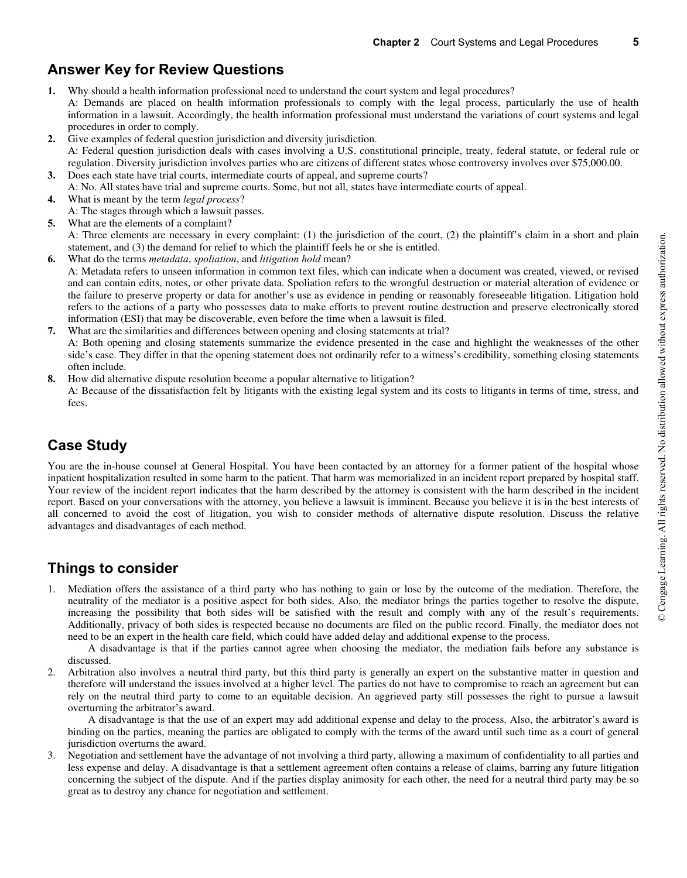## Answer Key for Review Questions

1. Why should a health information professional need to understand the court system and legal procedures?
   A: Demands are placed on health information professionals to comply with the legal process, particularly the use of health information in a lawsuit. Accordingly, the health information professional must understand the variations of court systems and legal procedures in order to comply.
2. Give examples of federal question jurisdiction and diversity jurisdiction.
   A: Federal question jurisdiction deals with cases involving a U.S. constitutional principle, treaty, federal statute, or federal rule or regulation. Diversity jurisdiction involves parties who are citizens of different states whose controversy involves over $75,000.00.
3. Does each state have trial courts, intermediate courts of appeal, and supreme courts?
   A: No. All states have trial and supreme courts. Some, but not all, states have intermediate courts of appeal.
4. What is meant by the term *legal process*?
   A: The stages through which a lawsuit passes.
5. What are the elements of a complaint?
   A: Three elements are necessary in every complaint: (1) the jurisdiction of the court, (2) the plaintiff's claim in a short and plain statement, and (3) the demand for relief to which the plaintiff feels he or she is entitled.
6. What do the terms *metadata*, *spoliation*, and *litigation hold* mean?
   A: Metadata refers to unseen information in common text files, which can indicate when a document was created, viewed, or revised and can contain edits, notes, or other private data. Spoliation refers to the wrongful destruction or material alteration of evidence or the failure to preserve property or data for another's use as evidence in pending or reasonably foreseeable litigation. Litigation hold refers to the actions of a party who possesses data to make efforts to prevent routine destruction and preserve electronically stored information (ESI) that may be discoverable, even before the time when a lawsuit is filed.
7. What are the similarities and differences between opening and closing statements at trial?
   A: Both opening and closing statements summarize the evidence presented in the case and highlight the weaknesses of the other side's case. They differ in that the opening statement does not ordinarily refer to a witness's credibility, something closing statements often include.
8. How did alternative dispute resolution become a popular alternative to litigation?
   A: Because of the dissatisfaction felt by litigants with the existing legal system and its costs to litigants in terms of time, stress, and fees.

## Case Study

You are the in-house counsel at General Hospital. You have been contacted by an attorney for a former patient of the hospital whose inpatient hospitalization resulted in some harm to the patient. That harm was memorialized in an incident report prepared by hospital staff. Your review of the incident report indicates that the harm described by the attorney is consistent with the harm described in the incident report. Based on your conversations with the attorney, you believe a lawsuit is imminent. Because you believe it is in the best interests of all concerned to avoid the cost of litigation, you wish to consider methods of alternative dispute resolution. Discuss the relative advantages and disadvantages of each method.

## Things to consider

1. Mediation offers the assistance of a third party who has nothing to gain or lose by the outcome of the mediation. Therefore, the neutrality of the mediator is a positive aspect for both sides. Also, the mediator brings the parties together to resolve the dispute, increasing the possibility that both sides will be satisfied with the result and comply with any of the result's requirements. Additionally, privacy of both sides is respected because no documents are filed on the public record. Finally, the mediator does not need to be an expert in the health care field, which could have added delay and additional expense to the process.

   A disadvantage is that if the parties cannot agree when choosing the mediator, the mediation fails before any substance is discussed.
2. Arbitration also involves a neutral third party, but this third party is generally an expert on the substantive matter in question and therefore will understand the issues involved at a higher level. The parties do not have to compromise to reach an agreement but can rely on the neutral third party to come to an equitable decision. An aggrieved party still possesses the right to pursue a lawsuit overturning the arbitrator's award.

   A disadvantage is that the use of an expert may add additional expense and delay to the process. Also, the arbitrator's award is binding on the parties, meaning the parties are obligated to comply with the terms of the award until such time as a court of general jurisdiction overturns the award.
3. Negotiation and settlement have the advantage of not involving a third party, allowing a maximum of confidentiality to all parties and less expense and delay. A disadvantage is that a settlement agreement often contains a release of claims, barring any future litigation concerning the subject of the dispute. And if the parties display animosity for each other, the need for a neutral third party may be so great as to destroy any chance for negotiation and settlement.